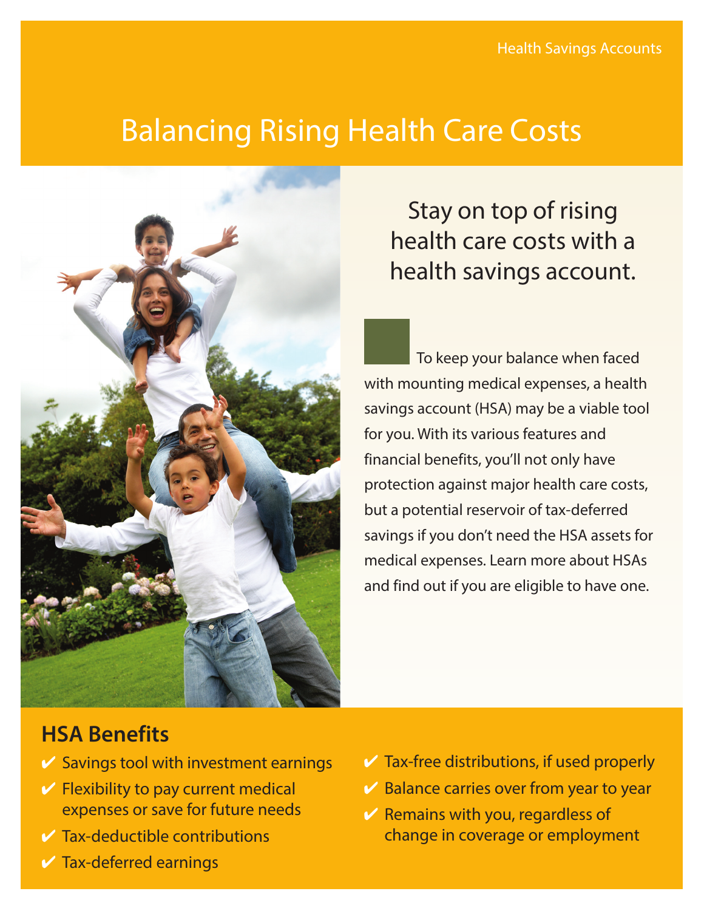Health Savings Accounts

# Balancing Rising Health Care Costs

## Stay on top of rising health care costs with a health savings account.

To keep your balance when faced with mounting medical expenses, a health savings account (HSA) may be a viable tool for you. With its various features and financial benefits, you'll not only have protection against major health care costs, but a potential reservoir of tax-deferred savings if you don't need the HSA assets for medical expenses. Learn more about HSAs and find out if you are eligible to have one.

## HSA Benefits

- ✔ Savings tool with investment earnings
- ✔ Flexibility to pay current medical expenses or save for future needs
- ✔ Tax-deductible contributions
- ✔ Tax-deferred earnings
- ✔ Tax-free distributions, if used properly
- ✔ Balance carries over from year to year
- ✔ Remains with you, regardless of change in coverage or employment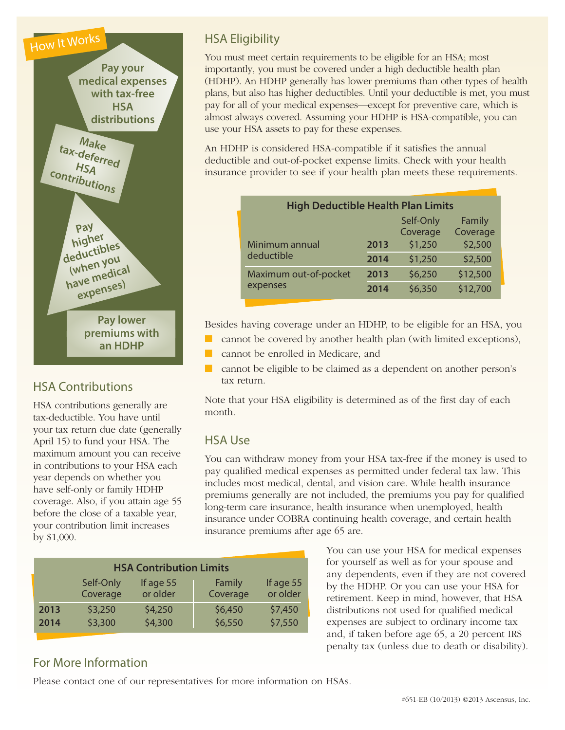## How It Works

- Pay your medical expenses with tax-free HSA distributions
- Make tax-deferred HSA contributions
- Pay higher deductibles (when you have medical expenses)
- Pay lower premiums with an HDHP

## HSA Contributions

HSA contributions generally are tax-deductible. You have until your tax return due date (generally April 15) to fund your HSA. The maximum amount you can receive in contributions to your HSA each year depends on whether you have self-only or family HDHP coverage. Also, if you attain age 55 before the close of a taxable year, your contribution limit increases by $1,000.

**HSA Contribution Limits**

| | Self-Only Coverage | If age 55 or older | Family Coverage | If age 55 or older |
|---|---|---|---|---|
| **2013** | $3,250 | $4,250 | $6,450 | $7,450 |
| **2014** | $3,300 | $4,300 | $6,550 | $7,550 |

## HSA Eligibility

You must meet certain requirements to be eligible for an HSA; most importantly, you must be covered under a high deductible health plan (HDHP). An HDHP generally has lower premiums than other types of health plans, but also has higher deductibles. Until your deductible is met, you must pay for all of your medical expenses—except for preventive care, which is almost always covered. Assuming your HDHP is HSA-compatible, you can use your HSA assets to pay for these expenses.

An HDHP is considered HSA-compatible if it satisfies the annual deductible and out-of-pocket expense limits. Check with your health insurance provider to see if your health plan meets these requirements.

**High Deductible Health Plan Limits**

| | | Self-Only Coverage | Family Coverage |
|---|---|---|---|
| Minimum annual deductible | **2013** | $1,250 | $2,500 |
| | **2014** | $1,250 | $2,500 |
| Maximum out-of-pocket expenses | **2013** | $6,250 | $12,500 |
| | **2014** | $6,350 | $12,700 |

Besides having coverage under an HDHP, to be eligible for an HSA, you

- cannot be covered by another health plan (with limited exceptions),
- cannot be enrolled in Medicare, and
- cannot be eligible to be claimed as a dependent on another person's tax return.

Note that your HSA eligibility is determined as of the first day of each month.

## HSA Use

You can withdraw money from your HSA tax-free if the money is used to pay qualified medical expenses as permitted under federal tax law. This includes most medical, dental, and vision care. While health insurance premiums generally are not included, the premiums you pay for qualified long-term care insurance, health insurance when unemployed, health insurance under COBRA continuing health coverage, and certain health insurance premiums after age 65 are.

You can use your HSA for medical expenses for yourself as well as for your spouse and any dependents, even if they are not covered by the HDHP. Or you can use your HSA for retirement. Keep in mind, however, that HSA distributions not used for qualified medical expenses are subject to ordinary income tax and, if taken before age 65, a 20 percent IRS penalty tax (unless due to death or disability).

## For More Information

Please contact one of our representatives for more information on HSAs.

#651-EB (10/2013) ©2013 Ascensus, Inc.